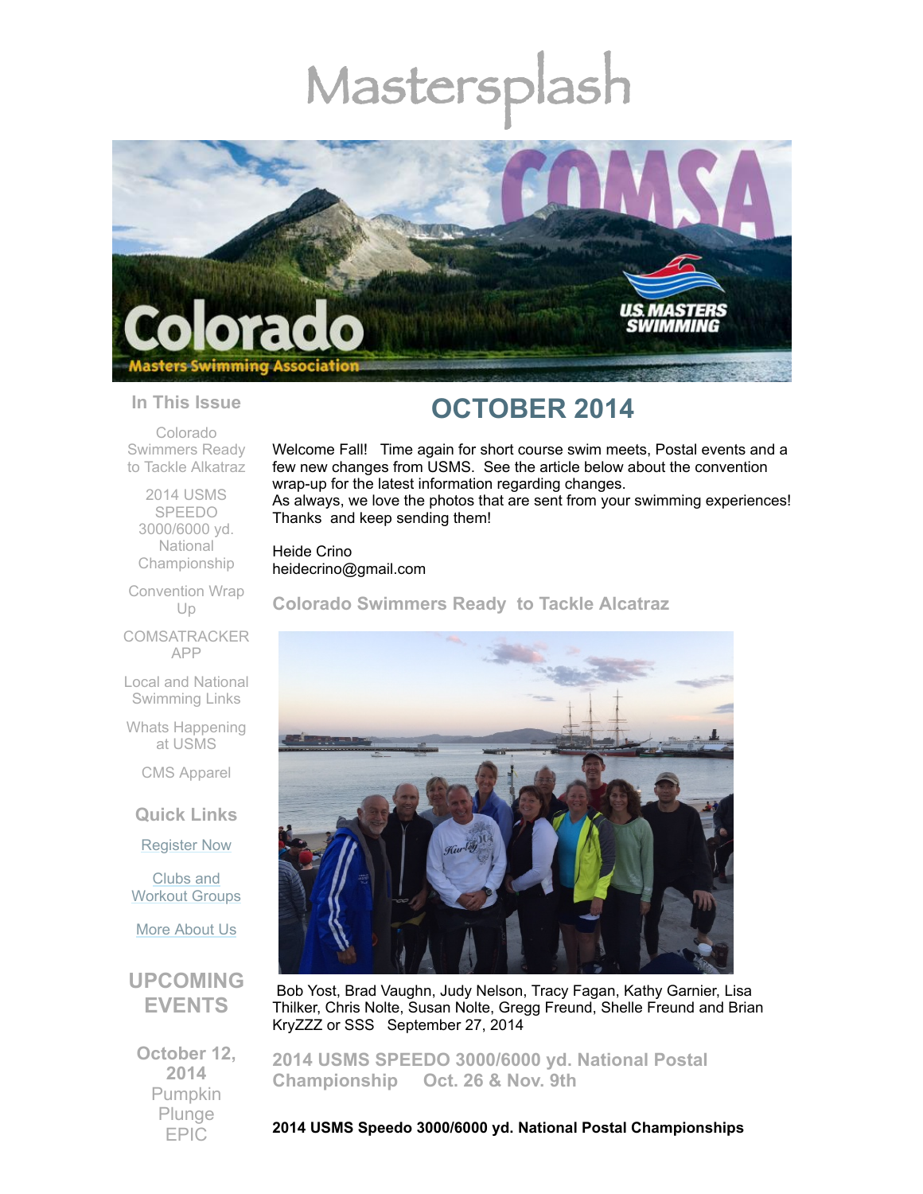# Mastersplash

## In This Issue

Colorado Swimmers Ready to Tackle Alkatraz

2014 USMS SPEEDO 3000/6000 yd. National Championship

Convention Wrap Up

COMSATRACKER APP

Local and National Swimming Links

Whats Happening at USMS

CMS Apparel

## Quick Links

Register Now

Clubs and Workout Groups

More About Us

## UPCOMING EVENTS

**October 12, 2014**
Pumpkin Plunge
EPIC

# OCTOBER 2014

Welcome Fall! Time again for short course swim meets, Postal events and a few new changes from USMS. See the article below about the convention wrap-up for the latest information regarding changes.
As always, we love the photos that are sent from your swimming experiences! Thanks and keep sending them!

Heide Crino
heidecrino@gmail.com

## Colorado Swimmers Ready to Tackle Alcatraz

Bob Yost, Brad Vaughn, Judy Nelson, Tracy Fagan, Kathy Garnier, Lisa Thilker, Chris Nolte, Susan Nolte, Gregg Freund, Shelle Freund and Brian KryZZZ or SSS September 27, 2014

## 2014 USMS SPEEDO 3000/6000 yd. National Postal Championship Oct. 26 & Nov. 9th

**2014 USMS Speedo 3000/6000 yd. National Postal Championships**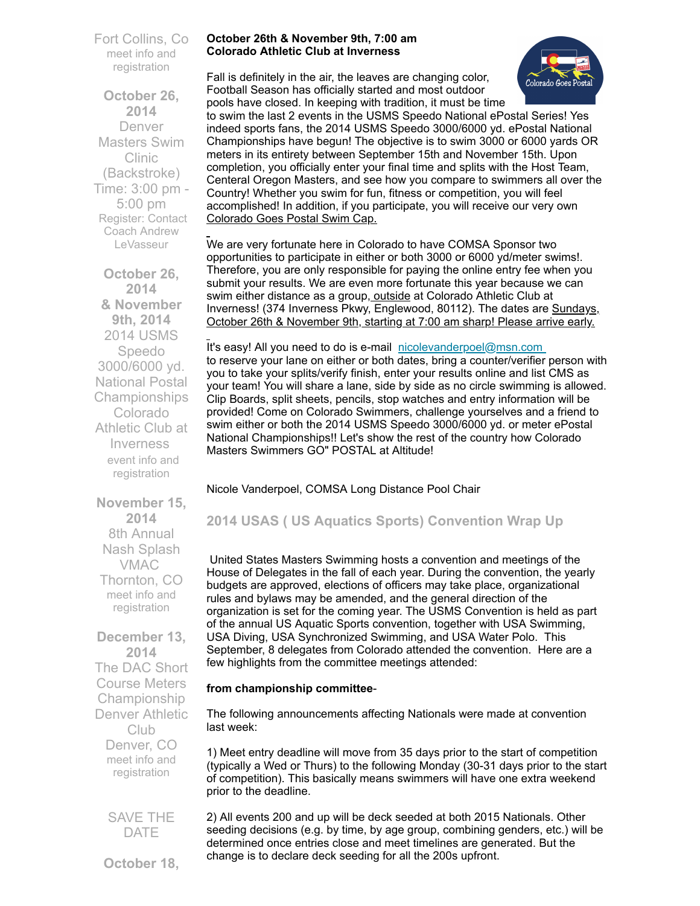Fort Collins, Co
meet info and registration

**October 26, 2014**
Denver Masters Swim Clinic (Backstroke)
Time: 3:00 pm - 5:00 pm
Register: Contact Coach Andrew LeVasseur

**October 26, 2014 & November 9th, 2014**
2014 USMS Speedo 3000/6000 yd. National Postal Championships
Colorado Athletic Club at Inverness
event info and registration

**November 15, 2014**
8th Annual Nash Splash
VMAC
Thornton, CO
meet info and registration

**December 13, 2014**
The DAC Short Course Meters Championship
Denver Athletic Club
Denver, CO
meet info and registration

SAVE THE DATE

**October 18,**

**October 26th & November 9th, 7:00 am**
**Colorado Athletic Club at Inverness**

Fall is definitely in the air, the leaves are changing color, Football Season has officially started and most outdoor pools have closed. In keeping with tradition, it must be time to swim the last 2 events in the USMS Speedo National ePostal Series! Yes indeed sports fans, the 2014 USMS Speedo 3000/6000 yd. ePostal National Championships have begun! The objective is to swim 3000 or 6000 yards OR meters in its entirety between September 15th and November 15th. Upon completion, you officially enter your final time and splits with the Host Team, Centeral Oregon Masters, and see how you compare to swimmers all over the Country! Whether you swim for fun, fitness or competition, you will feel accomplished! In addition, if you participate, you will receive our very own Colorado Goes Postal Swim Cap.

We are very fortunate here in Colorado to have COMSA Sponsor two opportunities to participate in either or both 3000 or 6000 yd/meter swims!. Therefore, you are only responsible for paying the online entry fee when you submit your results. We are even more fortunate this year because we can swim either distance as a group, outside at Colorado Athletic Club at Inverness! (374 Inverness Pkwy, Englewood, 80112). The dates are Sundays, October 26th & November 9th, starting at 7:00 am sharp! Please arrive early.

It's easy! All you need to do is e-mail nicolevanderpoel@msn.com to reserve your lane on either or both dates, bring a counter/verifier person with you to take your splits/verify finish, enter your results online and list CMS as your team! You will share a lane, side by side as no circle swimming is allowed. Clip Boards, split sheets, pencils, stop watches and entry information will be provided! Come on Colorado Swimmers, challenge yourselves and a friend to swim either or both the 2014 USMS Speedo 3000/6000 yd. or meter ePostal National Championships!! Let's show the rest of the country how Colorado Masters Swimmers GO" POSTAL at Altitude!

Nicole Vanderpoel, COMSA Long Distance Pool Chair

## 2014 USAS ( US Aquatics Sports) Convention Wrap Up

United States Masters Swimming hosts a convention and meetings of the House of Delegates in the fall of each year. During the convention, the yearly budgets are approved, elections of officers may take place, organizational rules and bylaws may be amended, and the general direction of the organization is set for the coming year. The USMS Convention is held as part of the annual US Aquatic Sports convention, together with USA Swimming, USA Diving, USA Synchronized Swimming, and USA Water Polo. This September, 8 delegates from Colorado attended the convention. Here are a few highlights from the committee meetings attended:

**from championship committee**-

The following announcements affecting Nationals were made at convention last week:

1) Meet entry deadline will move from 35 days prior to the start of competition (typically a Wed or Thurs) to the following Monday (30-31 days prior to the start of competition). This basically means swimmers will have one extra weekend prior to the deadline.

2) All events 200 and up will be deck seeded at both 2015 Nationals. Other seeding decisions (e.g. by time, by age group, combining genders, etc.) will be determined once entries close and meet timelines are generated. But the change is to declare deck seeding for all the 200s upfront.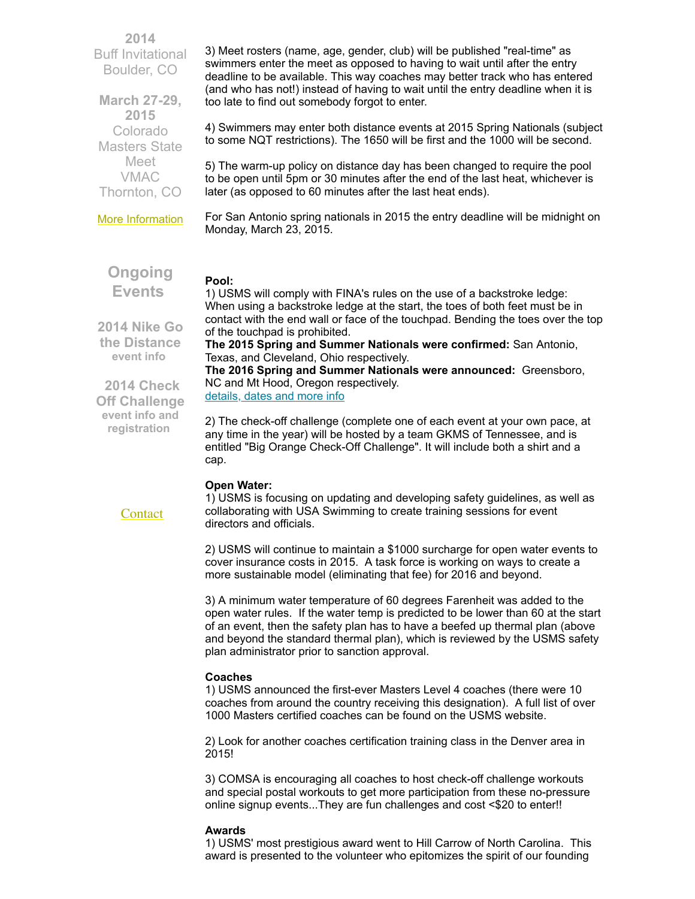**2014**
Buff Invitational
Boulder, CO

**March 27-29, 2015**
Colorado Masters State Meet
VMAC
Thornton, CO

More Information

## Ongoing Events

**2014 Nike Go the Distance**
**event info**

**2014 Check Off Challenge**
**event info and registration**

Contact

3) Meet rosters (name, age, gender, club) will be published "real-time" as swimmers enter the meet as opposed to having to wait until after the entry deadline to be available. This way coaches may better track who has entered (and who has not!) instead of having to wait until the entry deadline when it is too late to find out somebody forgot to enter.

4) Swimmers may enter both distance events at 2015 Spring Nationals (subject to some NQT restrictions). The 1650 will be first and the 1000 will be second.

5) The warm-up policy on distance day has been changed to require the pool to be open until 5pm or 30 minutes after the end of the last heat, whichever is later (as opposed to 60 minutes after the last heat ends).

For San Antonio spring nationals in 2015 the entry deadline will be midnight on Monday, March 23, 2015.

**Pool:**
1) USMS will comply with FINA's rules on the use of a backstroke ledge: When using a backstroke ledge at the start, the toes of both feet must be in contact with the end wall or face of the touchpad. Bending the toes over the top of the touchpad is prohibited.
**The 2015 Spring and Summer Nationals were confirmed:** San Antonio, Texas, and Cleveland, Ohio respectively.
**The 2016 Spring and Summer Nationals were announced:** Greensboro, NC and Mt Hood, Oregon respectively.
details, dates and more info

2) The check-off challenge (complete one of each event at your own pace, at any time in the year) will be hosted by a team GKMS of Tennessee, and is entitled "Big Orange Check-Off Challenge". It will include both a shirt and a cap.

**Open Water:**
1) USMS is focusing on updating and developing safety guidelines, as well as collaborating with USA Swimming to create training sessions for event directors and officials.

2) USMS will continue to maintain a $1000 surcharge for open water events to cover insurance costs in 2015. A task force is working on ways to create a more sustainable model (eliminating that fee) for 2016 and beyond.

3) A minimum water temperature of 60 degrees Farenheit was added to the open water rules. If the water temp is predicted to be lower than 60 at the start of an event, then the safety plan has to have a beefed up thermal plan (above and beyond the standard thermal plan), which is reviewed by the USMS safety plan administrator prior to sanction approval.

**Coaches**
1) USMS announced the first-ever Masters Level 4 coaches (there were 10 coaches from around the country receiving this designation). A full list of over 1000 Masters certified coaches can be found on the USMS website.

2) Look for another coaches certification training class in the Denver area in 2015!

3) COMSA is encouraging all coaches to host check-off challenge workouts and special postal workouts to get more participation from these no-pressure online signup events...They are fun challenges and cost <$20 to enter!!

**Awards**
1) USMS' most prestigious award went to Hill Carrow of North Carolina. This award is presented to the volunteer who epitomizes the spirit of our founding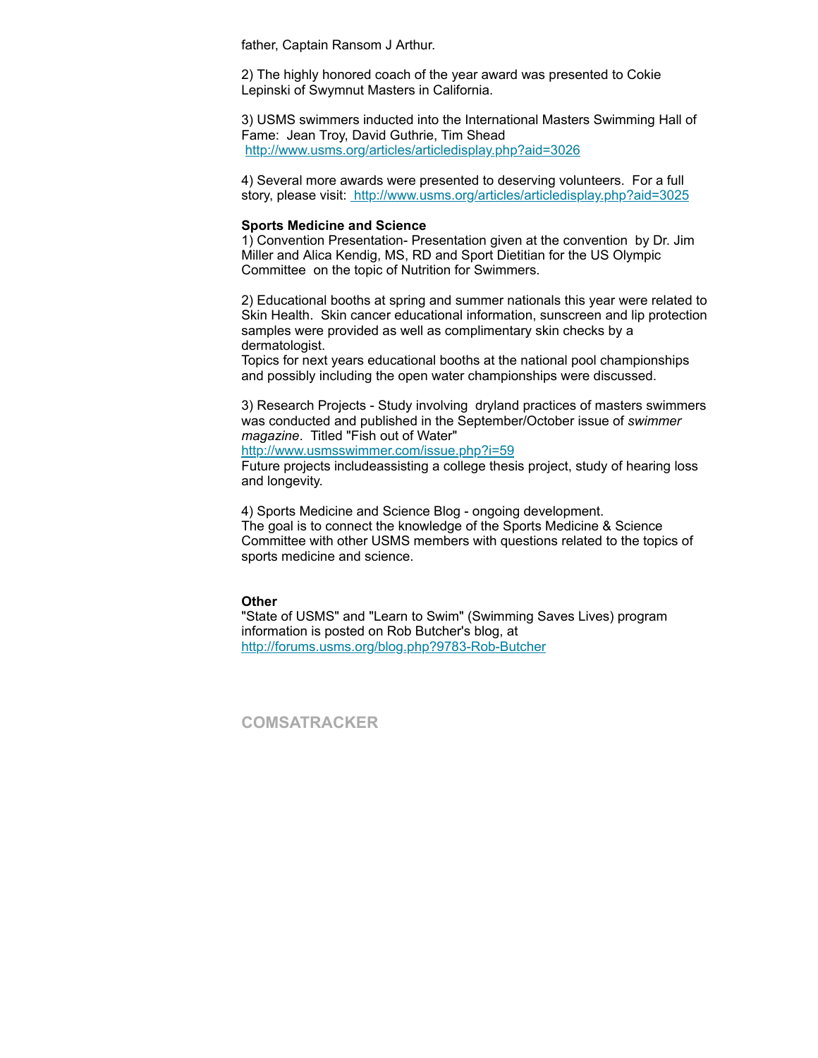father, Captain Ransom J Arthur.

2) The highly honored coach of the year award was presented to Cokie Lepinski of Swymnut Masters in California.

3) USMS swimmers inducted into the International Masters Swimming Hall of Fame:  Jean Troy, David Guthrie, Tim Shead
http://www.usms.org/articles/articledisplay.php?aid=3026

4) Several more awards were presented to deserving volunteers.  For a full story, please visit: http://www.usms.org/articles/articledisplay.php?aid=3025

**Sports Medicine and Science**

1) Convention Presentation- Presentation given at the convention  by Dr. Jim Miller and Alica Kendig, MS, RD and Sport Dietitian for the US Olympic Committee  on the topic of Nutrition for Swimmers.

2) Educational booths at spring and summer nationals this year were related to Skin Health.  Skin cancer educational information, sunscreen and lip protection samples were provided as well as complimentary skin checks by a dermatologist.
Topics for next years educational booths at the national pool championships and possibly including the open water championships were discussed.

3) Research Projects - Study involving  dryland practices of masters swimmers was conducted and published in the September/October issue of *swimmer magazine*.  Titled "Fish out of Water"
http://www.usmsswimmer.com/issue.php?i=59
Future projects includeassisting a college thesis project, study of hearing loss and longevity.

4) Sports Medicine and Science Blog - ongoing development.
The goal is to connect the knowledge of the Sports Medicine & Science Committee with other USMS members with questions related to the topics of sports medicine and science.

**Other**

"State of USMS" and "Learn to Swim" (Swimming Saves Lives) program information is posted on Rob Butcher's blog, at
http://forums.usms.org/blog.php?9783-Rob-Butcher

**COMSATRACKER**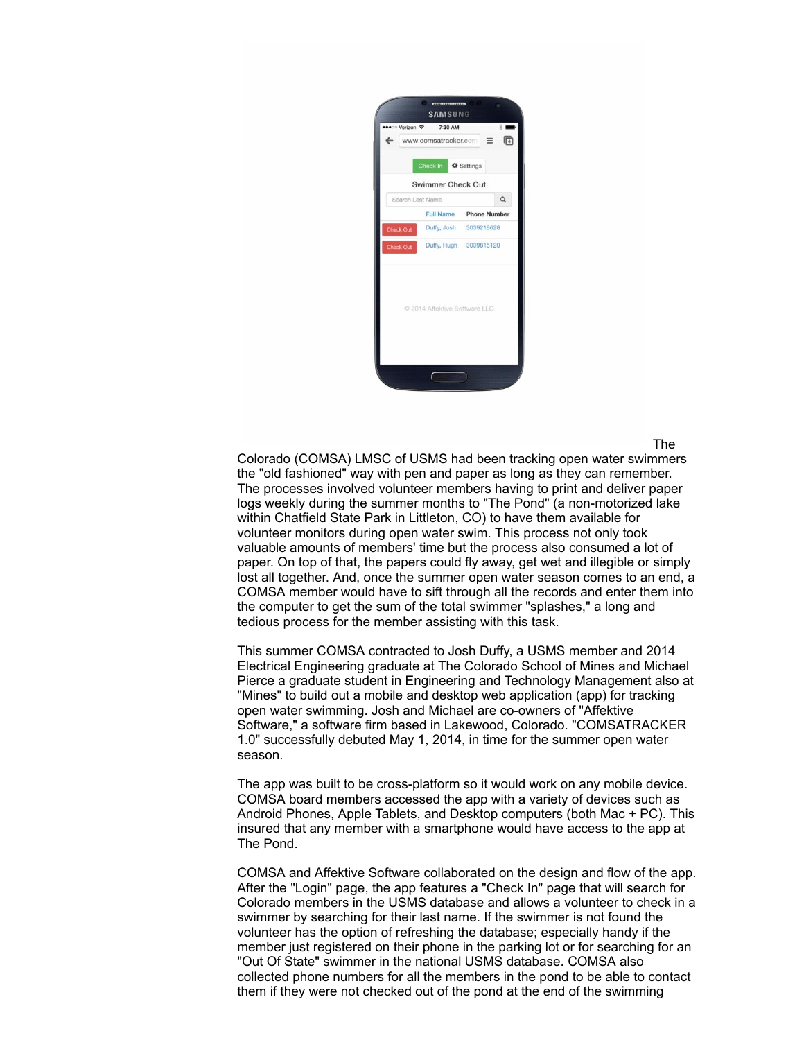The Colorado (COMSA) LMSC of USMS had been tracking open water swimmers the "old fashioned" way with pen and paper as long as they can remember. The processes involved volunteer members having to print and deliver paper logs weekly during the summer months to "The Pond" (a non-motorized lake within Chatfield State Park in Littleton, CO) to have them available for volunteer monitors during open water swim. This process not only took valuable amounts of members' time but the process also consumed a lot of paper. On top of that, the papers could fly away, get wet and illegible or simply lost all together. And, once the summer open water season comes to an end, a COMSA member would have to sift through all the records and enter them into the computer to get the sum of the total swimmer "splashes," a long and tedious process for the member assisting with this task.

This summer COMSA contracted to Josh Duffy, a USMS member and 2014 Electrical Engineering graduate at The Colorado School of Mines and Michael Pierce a graduate student in Engineering and Technology Management also at "Mines" to build out a mobile and desktop web application (app) for tracking open water swimming. Josh and Michael are co-owners of "Affektive Software," a software firm based in Lakewood, Colorado. "COMSATRACKER 1.0" successfully debuted May 1, 2014, in time for the summer open water season.

The app was built to be cross-platform so it would work on any mobile device. COMSA board members accessed the app with a variety of devices such as Android Phones, Apple Tablets, and Desktop computers (both Mac + PC). This insured that any member with a smartphone would have access to the app at The Pond.

COMSA and Affektive Software collaborated on the design and flow of the app. After the "Login" page, the app features a "Check In" page that will search for Colorado members in the USMS database and allows a volunteer to check in a swimmer by searching for their last name. If the swimmer is not found the volunteer has the option of refreshing the database; especially handy if the member just registered on their phone in the parking lot or for searching for an "Out Of State" swimmer in the national USMS database. COMSA also collected phone numbers for all the members in the pond to be able to contact them if they were not checked out of the pond at the end of the swimming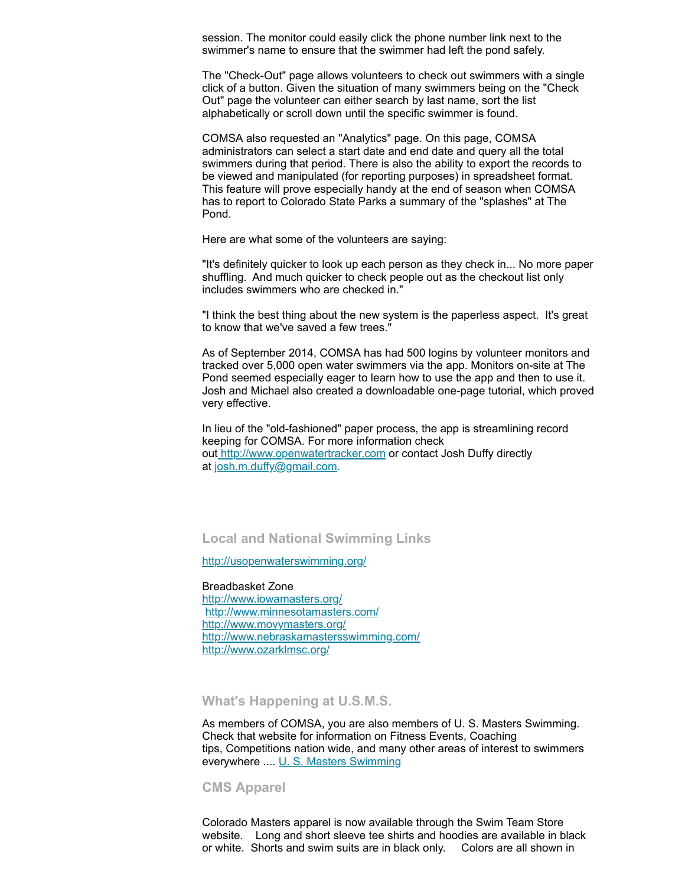session. The monitor could easily click the phone number link next to the swimmer's name to ensure that the swimmer had left the pond safely.

The "Check-Out" page allows volunteers to check out swimmers with a single click of a button. Given the situation of many swimmers being on the "Check Out" page the volunteer can either search by last name, sort the list alphabetically or scroll down until the specific swimmer is found.

COMSA also requested an "Analytics" page. On this page, COMSA administrators can select a start date and end date and query all the total swimmers during that period. There is also the ability to export the records to be viewed and manipulated (for reporting purposes) in spreadsheet format. This feature will prove especially handy at the end of season when COMSA has to report to Colorado State Parks a summary of the "splashes" at The Pond.

Here are what some of the volunteers are saying:

"It's definitely quicker to look up each person as they check in... No more paper shuffling. And much quicker to check people out as the checkout list only includes swimmers who are checked in."

"I think the best thing about the new system is the paperless aspect. It's great to know that we've saved a few trees."

As of September 2014, COMSA has had 500 logins by volunteer monitors and tracked over 5,000 open water swimmers via the app. Monitors on-site at The Pond seemed especially eager to learn how to use the app and then to use it. Josh and Michael also created a downloadable one-page tutorial, which proved very effective.

In lieu of the "old-fashioned" paper process, the app is streamlining record keeping for COMSA. For more information check out [http://www.openwatertracker.com](http://www.openwatertracker.com) or contact Josh Duffy directly at [josh.m.duffy@gmail.com](mailto:josh.m.duffy@gmail.com).

## Local and National Swimming Links

[http://usopenwaterswimming.org/](http://usopenwaterswimming.org/)

Breadbasket Zone
[http://www.iowamasters.org/](http://www.iowamasters.org/)
[http://www.minnesotamasters.com/](http://www.minnesotamasters.com/)
[http://www.movymasters.org/](http://www.movymasters.org/)
[http://www.nebraskamastersswimming.com/](http://www.nebraskamastersswimming.com/)
[http://www.ozarklmsc.org/](http://www.ozarklmsc.org/)

## What's Happening at U.S.M.S.

As members of COMSA, you are also members of U. S. Masters Swimming. Check that website for information on Fitness Events, Coaching tips, Competitions nation wide, and many other areas of interest to swimmers everywhere .... U. S. Masters Swimming

## CMS Apparel

Colorado Masters apparel is now available through the Swim Team Store website. Long and short sleeve tee shirts and hoodies are available in black or white. Shorts and swim suits are in black only. Colors are all shown in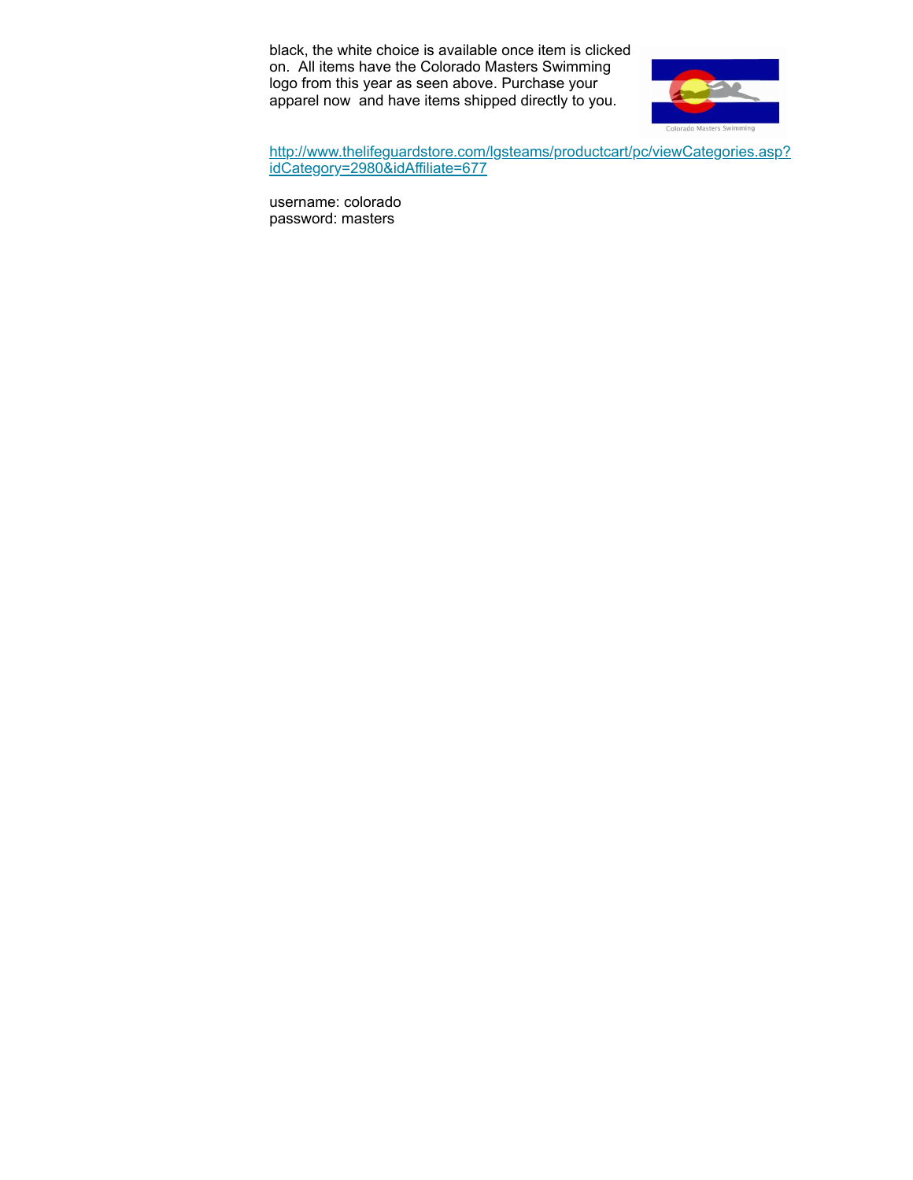black, the white choice is available once item is clicked on. All items have the Colorado Masters Swimming logo from this year as seen above. Purchase your apparel now and have items shipped directly to you.

Colorado Masters Swimming

[http://www.thelifeguardstore.com/lgsteams/productcart/pc/viewCategories.asp?idCategory=2980&idAffiliate=677](http://www.thelifeguardstore.com/lgsteams/productcart/pc/viewCategories.asp?idCategory=2980&idAffiliate=677)

username: colorado
password: masters